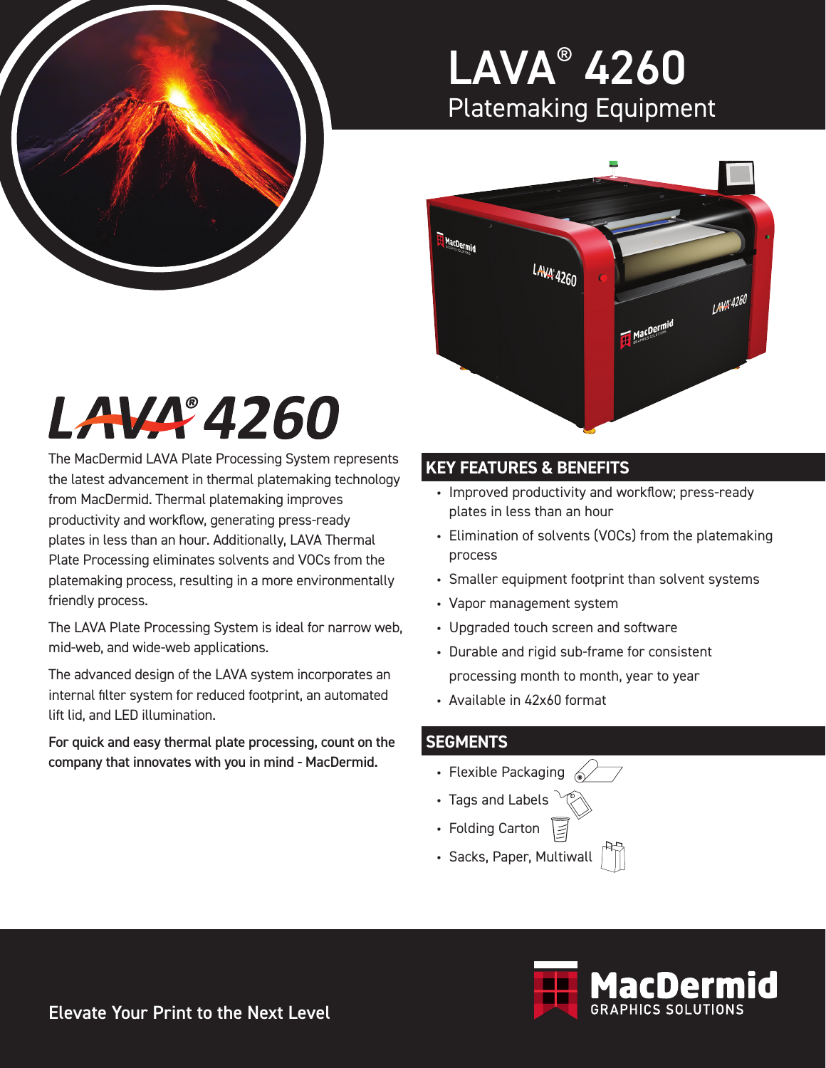# LAVA® 4260

## Platemaking Equipment

# LAVA® 4260

The MacDermid LAVA Plate Processing System represents the latest advancement in thermal platemaking technology from MacDermid. Thermal platemaking improves productivity and workflow, generating press-ready plates in less than an hour. Additionally, LAVA Thermal Plate Processing eliminates solvents and VOCs from the platemaking process, resulting in a more environmentally friendly process.

The LAVA Plate Processing System is ideal for narrow web, mid-web, and wide-web applications.

The advanced design of the LAVA system incorporates an internal filter system for reduced footprint, an automated lift lid, and LED illumination.

**For quick and easy thermal plate processing, count on the company that innovates with you in mind - MacDermid.**

## KEY FEATURES & BENEFITS

- Improved productivity and workflow; press-ready plates in less than an hour
- Elimination of solvents (VOCs) from the platemaking process
- Smaller equipment footprint than solvent systems
- Vapor management system
- Upgraded touch screen and software
- Durable and rigid sub-frame for consistent processing month to month, year to year
- Available in 42x60 format

## SEGMENTS

- Flexible Packaging
- Tags and Labels
- Folding Carton
- Sacks, Paper, Multiwall

Elevate Your Print to the Next Level

MacDermid GRAPHICS SOLUTIONS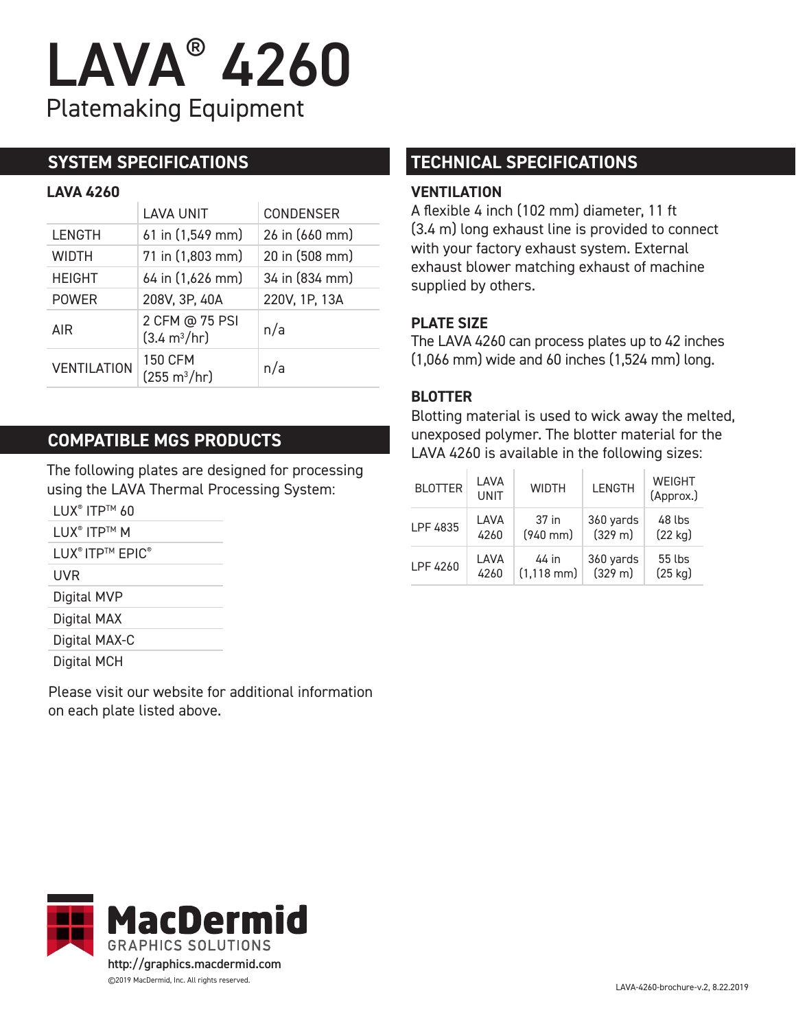# LAVA® 4260

Platemaking Equipment

## SYSTEM SPECIFICATIONS

### LAVA 4260

| | LAVA UNIT | CONDENSER |
|---|---|---|
| LENGTH | 61 in (1,549 mm) | 26 in (660 mm) |
| WIDTH | 71 in (1,803 mm) | 20 in (508 mm) |
| HEIGHT | 64 in (1,626 mm) | 34 in (834 mm) |
| POWER | 208V, 3P, 40A | 220V, 1P, 13A |
| AIR | 2 CFM @ 75 PSI ($3.4\ m^3/hr$) | n/a |
| VENTILATION | 150 CFM ($255\ m^3/hr$) | n/a |

## COMPATIBLE MGS PRODUCTS

The following plates are designed for processing using the LAVA Thermal Processing System:

- LUX® ITP™ 60
- LUX® ITP™ M
- LUX® ITP™ EPIC®
- UVR
- Digital MVP
- Digital MAX
- Digital MAX-C
- Digital MCH

Please visit our website for additional information on each plate listed above.

## TECHNICAL SPECIFICATIONS

### VENTILATION

A flexible 4 inch (102 mm) diameter, 11 ft (3.4 m) long exhaust line is provided to connect with your factory exhaust system. External exhaust blower matching exhaust of machine supplied by others.

### PLATE SIZE

The LAVA 4260 can process plates up to 42 inches (1,066 mm) wide and 60 inches (1,524 mm) long.

### BLOTTER

Blotting material is used to wick away the melted, unexposed polymer. The blotter material for the LAVA 4260 is available in the following sizes:

| BLOTTER | LAVA UNIT | WIDTH | LENGTH | WEIGHT (Approx.) |
|---|---|---|---|---|
| LPF 4835 | LAVA 4260 | 37 in (940 mm) | 360 yards (329 m) | 48 lbs (22 kg) |
| LPF 4260 | LAVA 4260 | 44 in (1,118 mm) | 360 yards (329 m) | 55 lbs (25 kg) |

MacDermid GRAPHICS SOLUTIONS

http://graphics.macdermid.com

©2019 MacDermid, Inc. All rights reserved.

LAVA-4260-brochure-v.2, 8.22.2019